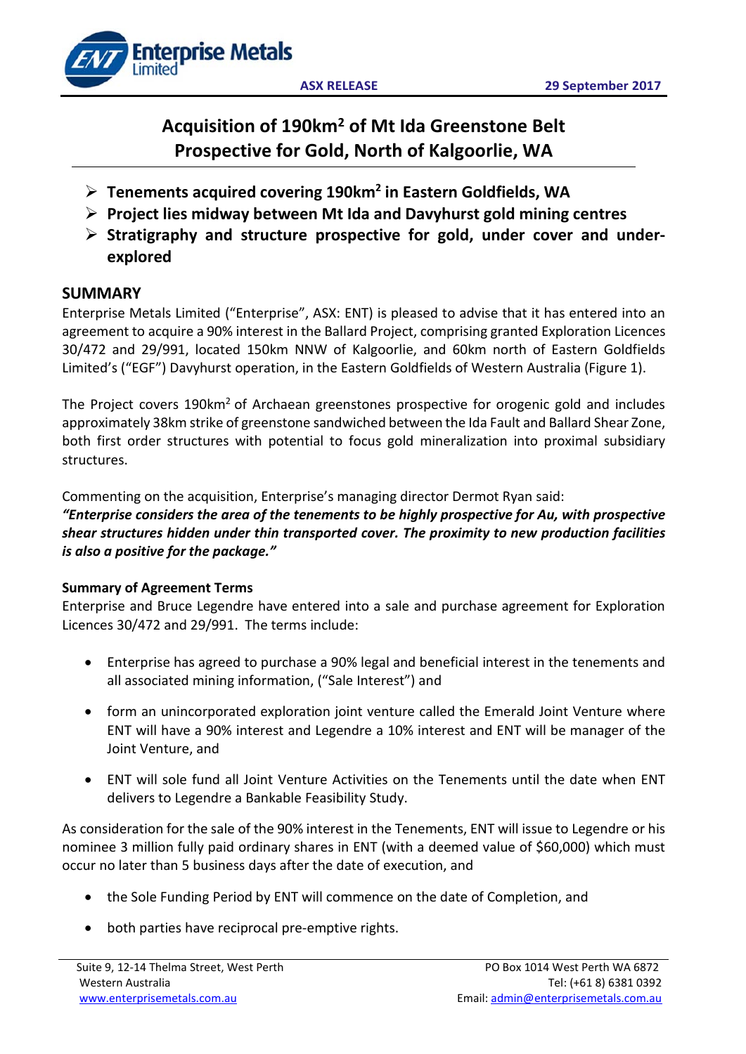ASX RELEASE 29 September 2017

# Acquisition of 190km$^2$ of Mt Ida Greenstone Belt Prospective for Gold, North of Kalgoorlie, WA

- **Tenements acquired covering 190km$^2$ in Eastern Goldfields, WA**
- **Project lies midway between Mt Ida and Davyhurst gold mining centres**
- **Stratigraphy and structure prospective for gold, under cover and under-explored**

## SUMMARY

Enterprise Metals Limited ("Enterprise", ASX: ENT) is pleased to advise that it has entered into an agreement to acquire a 90% interest in the Ballard Project, comprising granted Exploration Licences 30/472 and 29/991, located 150km NNW of Kalgoorlie, and 60km north of Eastern Goldfields Limited's ("EGF") Davyhurst operation, in the Eastern Goldfields of Western Australia (Figure 1).

The Project covers 190km$^2$ of Archaean greenstones prospective for orogenic gold and includes approximately 38km strike of greenstone sandwiched between the Ida Fault and Ballard Shear Zone, both first order structures with potential to focus gold mineralization into proximal subsidiary structures.

Commenting on the acquisition, Enterprise's managing director Dermot Ryan said:

***"Enterprise considers the area of the tenements to be highly prospective for Au, with prospective shear structures hidden under thin transported cover. The proximity to new production facilities is also a positive for the package."***

### Summary of Agreement Terms

Enterprise and Bruce Legendre have entered into a sale and purchase agreement for Exploration Licences 30/472 and 29/991. The terms include:

- Enterprise has agreed to purchase a 90% legal and beneficial interest in the tenements and all associated mining information, ("Sale Interest") and
- form an unincorporated exploration joint venture called the Emerald Joint Venture where ENT will have a 90% interest and Legendre a 10% interest and ENT will be manager of the Joint Venture, and
- ENT will sole fund all Joint Venture Activities on the Tenements until the date when ENT delivers to Legendre a Bankable Feasibility Study.

As consideration for the sale of the 90% interest in the Tenements, ENT will issue to Legendre or his nominee 3 million fully paid ordinary shares in ENT (with a deemed value of $60,000) which must occur no later than 5 business days after the date of execution, and

- the Sole Funding Period by ENT will commence on the date of Completion, and
- both parties have reciprocal pre-emptive rights.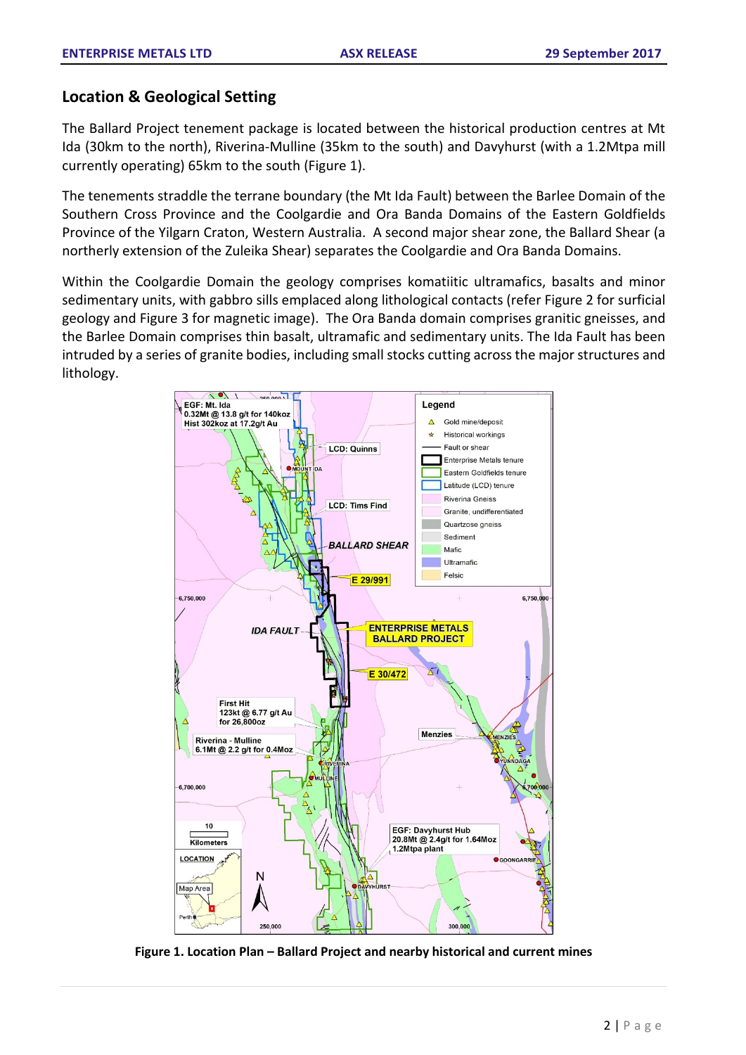## Location & Geological Setting

The Ballard Project tenement package is located between the historical production centres at Mt Ida (30km to the north), Riverina-Mulline (35km to the south) and Davyhurst (with a 1.2Mtpa mill currently operating) 65km to the south (Figure 1).

The tenements straddle the terrane boundary (the Mt Ida Fault) between the Barlee Domain of the Southern Cross Province and the Coolgardie and Ora Banda Domains of the Eastern Goldfields Province of the Yilgarn Craton, Western Australia. A second major shear zone, the Ballard Shear (a northerly extension of the Zuleika Shear) separates the Coolgardie and Ora Banda Domains.

Within the Coolgardie Domain the geology comprises komatiitic ultramafics, basalts and minor sedimentary units, with gabbro sills emplaced along lithological contacts (refer Figure 2 for surficial geology and Figure 3 for magnetic image). The Ora Banda domain comprises granitic gneisses, and the Barlee Domain comprises thin basalt, ultramafic and sedimentary units. The Ida Fault has been intruded by a series of granite bodies, including small stocks cutting across the major structures and lithology.

**Figure 1. Location Plan – Ballard Project and nearby historical and current mines**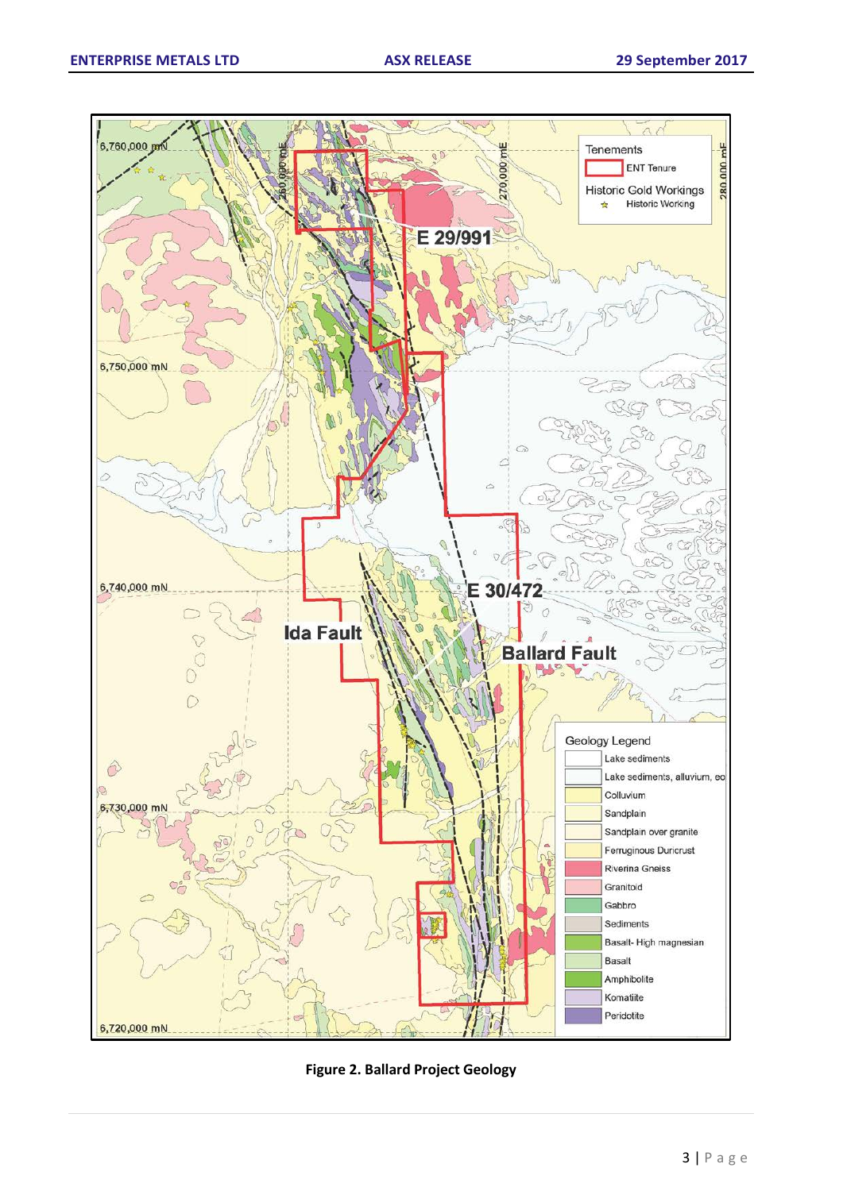**Figure 2. Ballard Project Geology**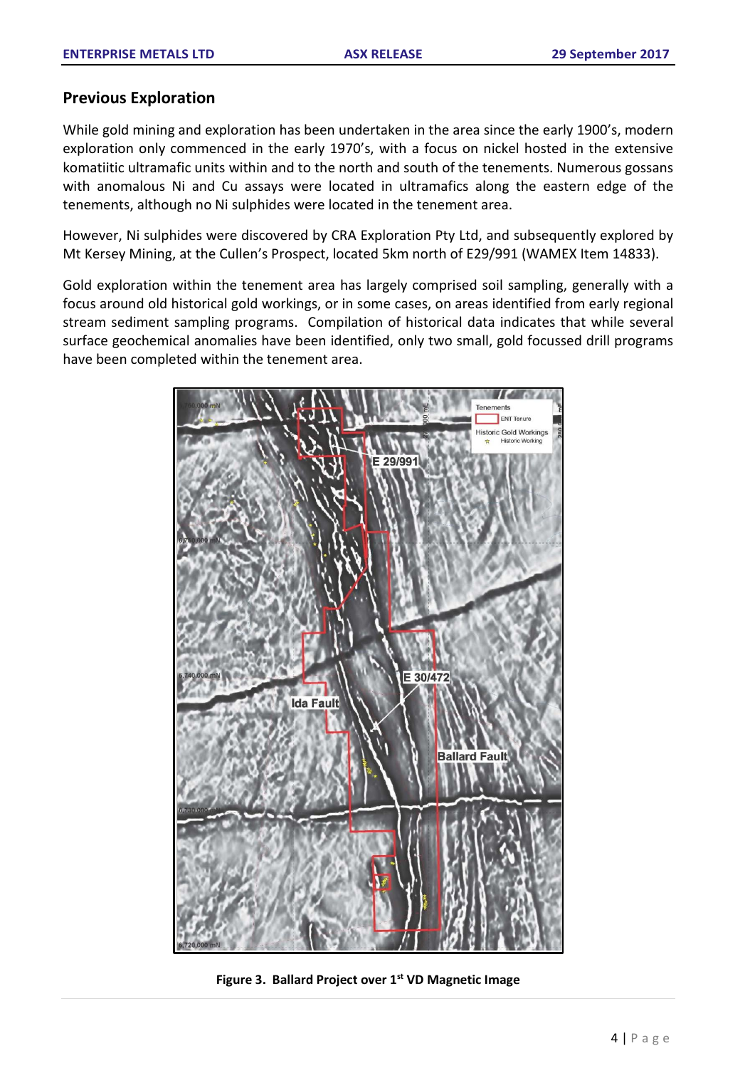## Previous Exploration

While gold mining and exploration has been undertaken in the area since the early 1900's, modern exploration only commenced in the early 1970's, with a focus on nickel hosted in the extensive komatiitic ultramafic units within and to the north and south of the tenements. Numerous gossans with anomalous Ni and Cu assays were located in ultramafics along the eastern edge of the tenements, although no Ni sulphides were located in the tenement area.

However, Ni sulphides were discovered by CRA Exploration Pty Ltd, and subsequently explored by Mt Kersey Mining, at the Cullen's Prospect, located 5km north of E29/991 (WAMEX Item 14833).

Gold exploration within the tenement area has largely comprised soil sampling, generally with a focus around old historical gold workings, or in some cases, on areas identified from early regional stream sediment sampling programs. Compilation of historical data indicates that while several surface geochemical anomalies have been identified, only two small, gold focussed drill programs have been completed within the tenement area.

**Figure 3. Ballard Project over 1st VD Magnetic Image**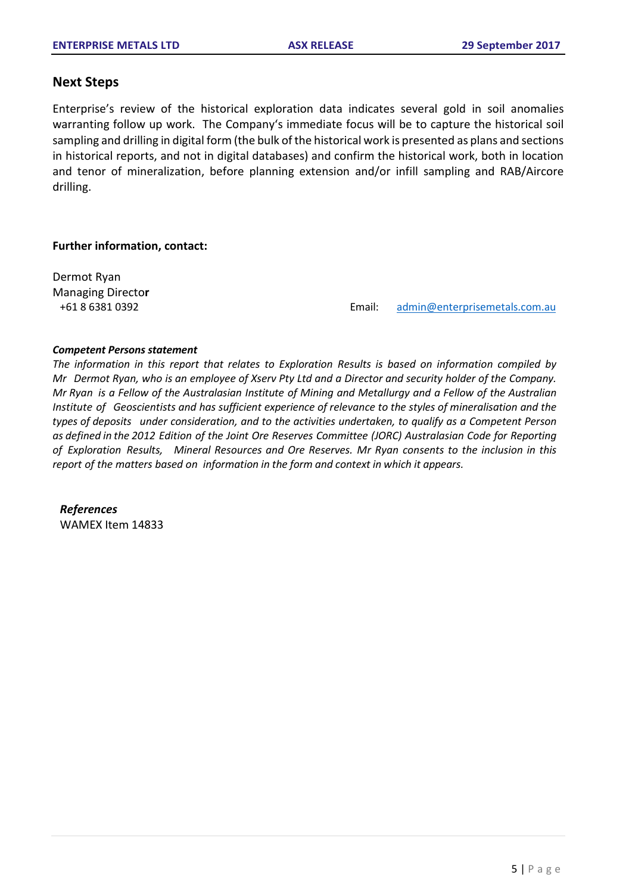## Next Steps

Enterprise's review of the historical exploration data indicates several gold in soil anomalies warranting follow up work. The Company's immediate focus will be to capture the historical soil sampling and drilling in digital form (the bulk of the historical work is presented as plans and sections in historical reports, and not in digital databases) and confirm the historical work, both in location and tenor of mineralization, before planning extension and/or infill sampling and RAB/Aircore drilling.

**Further information, contact:**

Dermot Ryan
Managing Director
+61 8 6381 0392

Email: admin@enterprisemetals.com.au

***Competent Persons statement***

*The information in this report that relates to Exploration Results is based on information compiled by Mr Dermot Ryan, who is an employee of Xserv Pty Ltd and a Director and security holder of the Company. Mr Ryan is a Fellow of the Australasian Institute of Mining and Metallurgy and a Fellow of the Australian Institute of Geoscientists and has sufficient experience of relevance to the styles of mineralisation and the types of deposits under consideration, and to the activities undertaken, to qualify as a Competent Person as defined in the 2012 Edition of the Joint Ore Reserves Committee (JORC) Australasian Code for Reporting of Exploration Results, Mineral Resources and Ore Reserves. Mr Ryan consents to the inclusion in this report of the matters based on information in the form and context in which it appears.*

***References***

WAMEX Item 14833